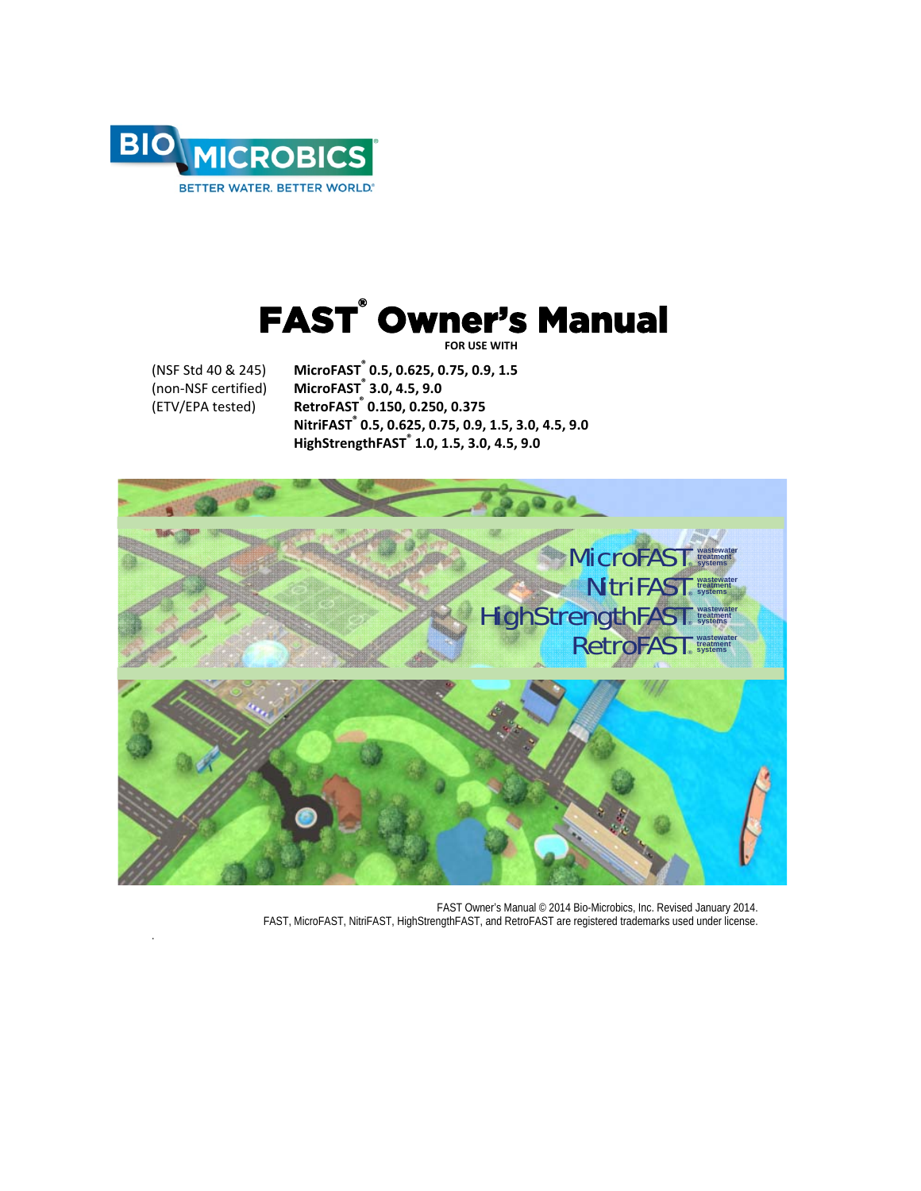BIO MICROBICS®

BETTER WATER. BETTER WORLD.®

# FAST® Owner's Manual

**FOR USE WITH**

| | |
|---|---|
| (NSF Std 40 & 245) | **MicroFAST® 0.5, 0.625, 0.75, 0.9, 1.5** |
| (non-NSF certified) | **MicroFAST® 3.0, 4.5, 9.0** |
| (ETV/EPA tested) | **RetroFAST® 0.150, 0.250, 0.375** |
| | **NitriFAST® 0.5, 0.625, 0.75, 0.9, 1.5, 3.0, 4.5, 9.0** |
| | **HighStrengthFAST® 1.0, 1.5, 3.0, 4.5, 9.0** |

MicroFAST® wastewater treatment systems

NitriFAST® wastewater treatment systems

HighStrengthFAST® wastewater treatment systems

RetroFAST® wastewater treatment systems

FAST Owner's Manual © 2014 Bio-Microbics, Inc. Revised January 2014.
FAST, MicroFAST, NitriFAST, HighStrengthFAST, and RetroFAST are registered trademarks used under license.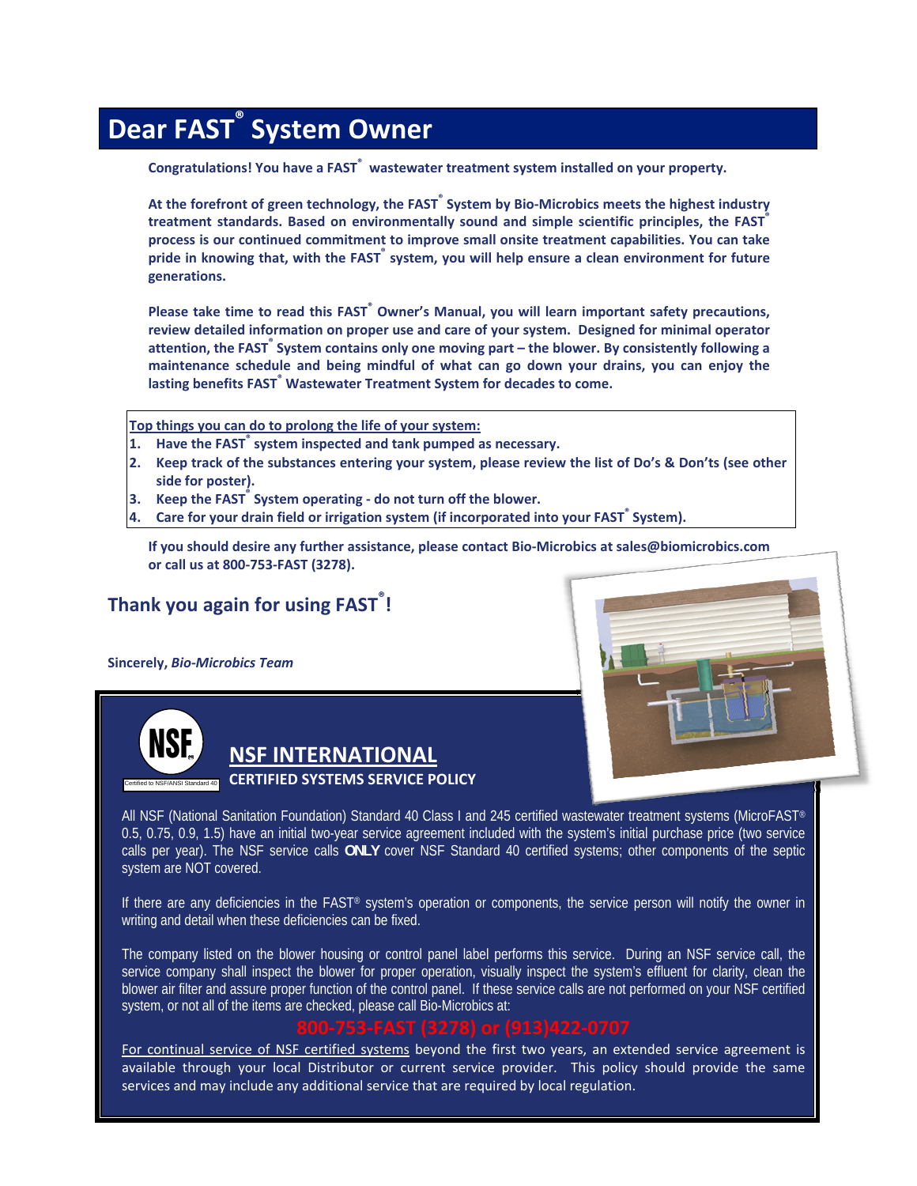# Dear FAST® System Owner

**Congratulations! You have a FAST® wastewater treatment system installed on your property.**

**At the forefront of green technology, the FAST® System by Bio-Microbics meets the highest industry treatment standards. Based on environmentally sound and simple scientific principles, the FAST® process is our continued commitment to improve small onsite treatment capabilities. You can take pride in knowing that, with the FAST® system, you will help ensure a clean environment for future generations.**

**Please take time to read this FAST® Owner's Manual, you will learn important safety precautions, review detailed information on proper use and care of your system. Designed for minimal operator attention, the FAST® System contains only one moving part – the blower. By consistently following a maintenance schedule and being mindful of what can go down your drains, you can enjoy the lasting benefits FAST® Wastewater Treatment System for decades to come.**

**Top things you can do to prolong the life of your system:**

1. **Have the FAST® system inspected and tank pumped as necessary.**
2. **Keep track of the substances entering your system, please review the list of Do's & Don'ts (see other side for poster).**
3. **Keep the FAST® System operating - do not turn off the blower.**
4. **Care for your drain field or irrigation system (if incorporated into your FAST® System).**

**If you should desire any further assistance, please contact Bio-Microbics at sales@biomicrobics.com or call us at 800-753-FAST (3278).**

## Thank you again for using FAST®!

**Sincerely,** ***Bio-Microbics Team***

## NSF INTERNATIONAL

### CERTIFIED SYSTEMS SERVICE POLICY

Certified to NSF/ANSI Standard 40

All NSF (National Sanitation Foundation) Standard 40 Class I and 245 certified wastewater treatment systems (MicroFAST® 0.5, 0.75, 0.9, 1.5) have an initial two-year service agreement included with the system's initial purchase price (two service calls per year). The NSF service calls **ONLY** cover NSF Standard 40 certified systems; other components of the septic system are NOT covered.

If there are any deficiencies in the FAST® system's operation or components, the service person will notify the owner in writing and detail when these deficiencies can be fixed.

The company listed on the blower housing or control panel label performs this service. During an NSF service call, the service company shall inspect the blower for proper operation, visually inspect the system's effluent for clarity, clean the blower air filter and assure proper function of the control panel. If these service calls are not performed on your NSF certified system, or not all of the items are checked, please call Bio-Microbics at:

**800-753-FAST (3278) or (913)422-0707**

For continual service of NSF certified systems beyond the first two years, an extended service agreement is available through your local Distributor or current service provider. This policy should provide the same services and may include any additional service that are required by local regulation.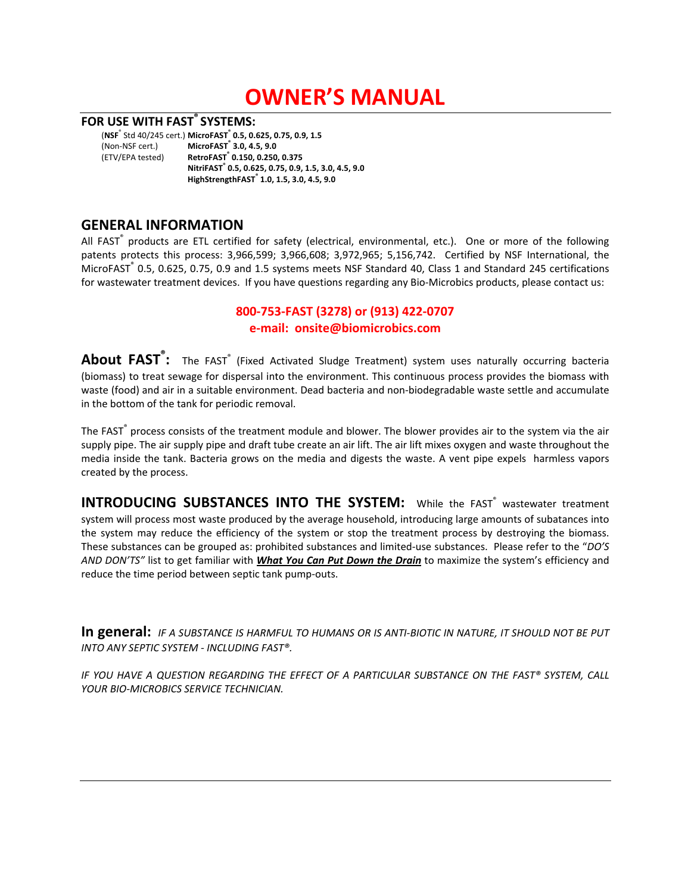# OWNER'S MANUAL

## FOR USE WITH FAST® SYSTEMS:

| | |
|---|---|
| (**NSF**® Std 40/245 cert.) | **MicroFAST® 0.5, 0.625, 0.75, 0.9, 1.5** |
| (Non-NSF cert.) | **MicroFAST® 3.0, 4.5, 9.0** |
| (ETV/EPA tested) | **RetroFAST® 0.150, 0.250, 0.375** |
| | **NitriFAST® 0.5, 0.625, 0.75, 0.9, 1.5, 3.0, 4.5, 9.0** |
| | **HighStrengthFAST® 1.0, 1.5, 3.0, 4.5, 9.0** |

## GENERAL INFORMATION

All FAST® products are ETL certified for safety (electrical, environmental, etc.). One or more of the following patents protects this process: 3,966,599; 3,966,608; 3,972,965; 5,156,742. Certified by NSF International, the MicroFAST® 0.5, 0.625, 0.75, 0.9 and 1.5 systems meets NSF Standard 40, Class 1 and Standard 245 certifications for wastewater treatment devices. If you have questions regarding any Bio-Microbics products, please contact us:

**800-753-FAST (3278) or (913) 422-0707**
**e-mail: onsite@biomicrobics.com**

**About FAST®:** The FAST® (Fixed Activated Sludge Treatment) system uses naturally occurring bacteria (biomass) to treat sewage for dispersal into the environment. This continuous process provides the biomass with waste (food) and air in a suitable environment. Dead bacteria and non-biodegradable waste settle and accumulate in the bottom of the tank for periodic removal.

The FAST® process consists of the treatment module and blower. The blower provides air to the system via the air supply pipe. The air supply pipe and draft tube create an air lift. The air lift mixes oxygen and waste throughout the media inside the tank. Bacteria grows on the media and digests the waste. A vent pipe expels harmless vapors created by the process.

**INTRODUCING SUBSTANCES INTO THE SYSTEM:** While the FAST® wastewater treatment system will process most waste produced by the average household, introducing large amounts of subatances into the system may reduce the efficiency of the system or stop the treatment process by destroying the biomass. These substances can be grouped as: prohibited substances and limited-use substances. Please refer to the "*DO'S AND DON'TS"* list to get familiar with ***What You Can Put Down the Drain*** to maximize the system's efficiency and reduce the time period between septic tank pump-outs.

**In general:** *IF A SUBSTANCE IS HARMFUL TO HUMANS OR IS ANTI-BIOTIC IN NATURE, IT SHOULD NOT BE PUT INTO ANY SEPTIC SYSTEM - INCLUDING FAST®.*

*IF YOU HAVE A QUESTION REGARDING THE EFFECT OF A PARTICULAR SUBSTANCE ON THE FAST® SYSTEM, CALL YOUR BIO-MICROBICS SERVICE TECHNICIAN.*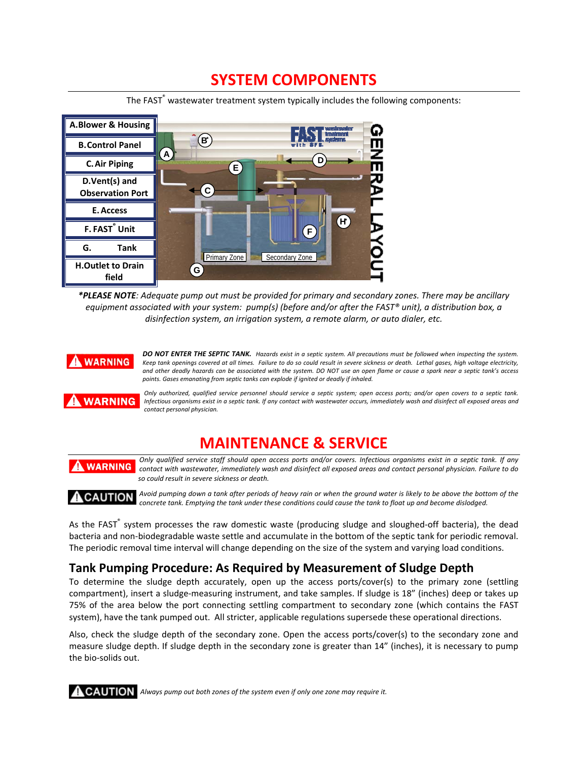# SYSTEM COMPONENTS

The FAST® wastewater treatment system typically includes the following components:

- A. Blower & Housing
- B. Control Panel
- C. Air Piping
- D. Vent(s) and Observation Port
- E. Access
- F. FAST® Unit
- G. Tank
- H. Outlet to Drain field

*\*PLEASE NOTE: Adequate pump out must be provided for primary and secondary zones. There may be ancillary equipment associated with your system: pump(s) (before and/or after the FAST® unit), a distribution box, a disinfection system, an irrigation system, a remote alarm, or auto dialer, etc.*

**⚠ WARNING** *__DO NOT ENTER THE SEPTIC TANK.__ Hazards exist in a septic system. All precautions must be followed when inspecting the system. Keep tank openings covered at all times. Failure to do so could result in severe sickness or death. Lethal gases, high voltage electricity, and other deadly hazards can be associated with the system. DO NOT use an open flame or cause a spark near a septic tank's access points. Gases emanating from septic tanks can explode if ignited or deadly if inhaled.*

**⚠ WARNING** *Only authorized, qualified service personnel should service a septic system; open access ports; and/or open covers to a septic tank. Infectious organisms exist in a septic tank. If any contact with wastewater occurs, immediately wash and disinfect all exposed areas and contact personal physician.*

# MAINTENANCE & SERVICE

**⚠ WARNING** *Only qualified service staff should open access ports and/or covers. Infectious organisms exist in a septic tank. If any contact with wastewater, immediately wash and disinfect all exposed areas and contact personal physician. Failure to do so could result in severe sickness or death.*

**⚠ CAUTION** *Avoid pumping down a tank after periods of heavy rain or when the ground water is likely to be above the bottom of the concrete tank. Emptying the tank under these conditions could cause the tank to float up and become dislodged.*

As the FAST® system processes the raw domestic waste (producing sludge and sloughed-off bacteria), the dead bacteria and non-biodegradable waste settle and accumulate in the bottom of the septic tank for periodic removal. The periodic removal time interval will change depending on the size of the system and varying load conditions.

## Tank Pumping Procedure: As Required by Measurement of Sludge Depth

To determine the sludge depth accurately, open up the access ports/cover(s) to the primary zone (settling compartment), insert a sludge-measuring instrument, and take samples. If sludge is 18" (inches) deep or takes up 75% of the area below the port connecting settling compartment to secondary zone (which contains the FAST system), have the tank pumped out. All stricter, applicable regulations supersede these operational directions.

Also, check the sludge depth of the secondary zone. Open the access ports/cover(s) to the secondary zone and measure sludge depth. If sludge depth in the secondary zone is greater than 14" (inches), it is necessary to pump the bio-solids out.

**⚠ CAUTION** *Always pump out both zones of the system even if only one zone may require it.*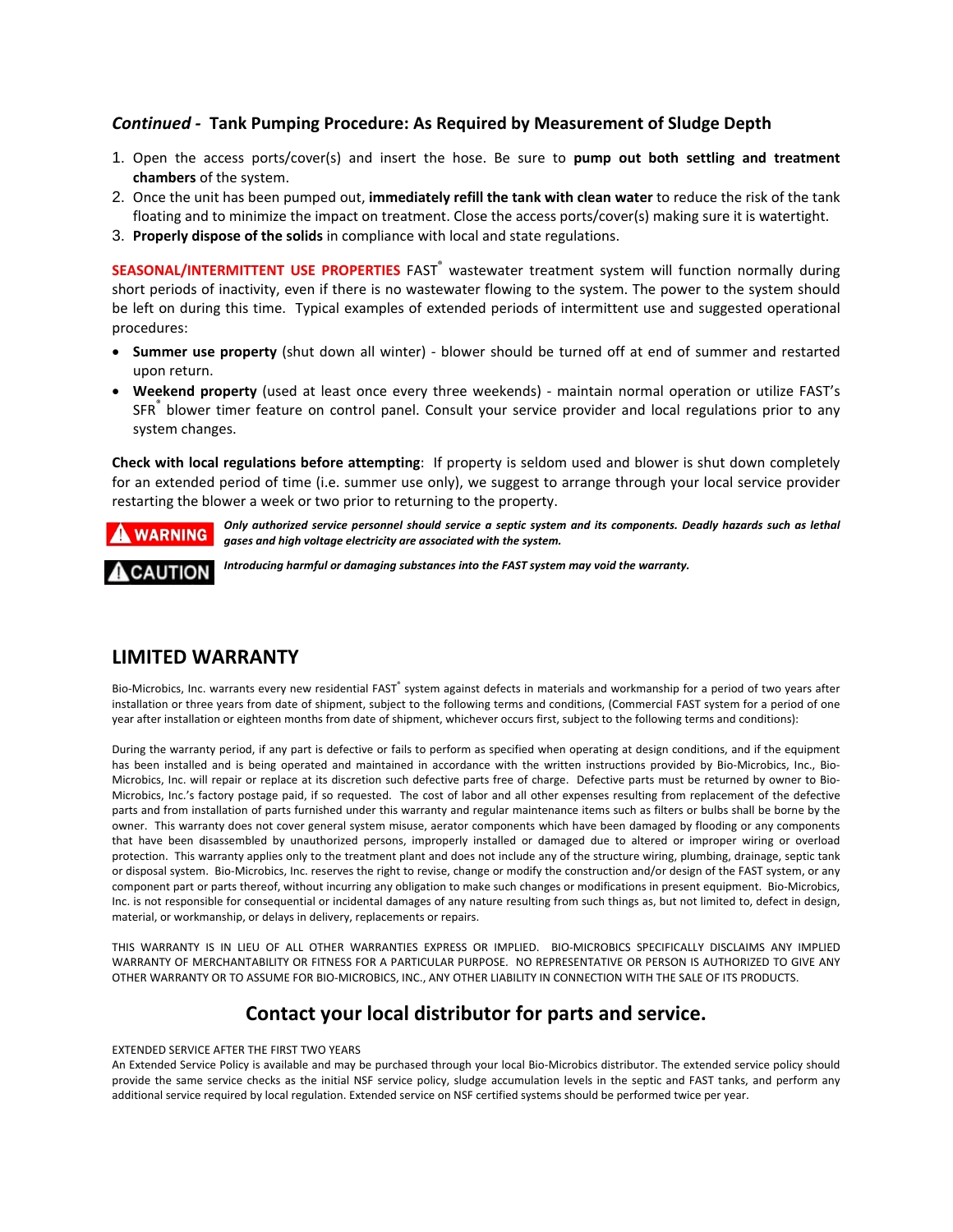### *Continued -* Tank Pumping Procedure: As Required by Measurement of Sludge Depth

1. Open the access ports/cover(s) and insert the hose. Be sure to **pump out both settling and treatment chambers** of the system.
2. Once the unit has been pumped out, **immediately refill the tank with clean water** to reduce the risk of the tank floating and to minimize the impact on treatment. Close the access ports/cover(s) making sure it is watertight.
3. **Properly dispose of the solids** in compliance with local and state regulations.

**SEASONAL/INTERMITTENT USE PROPERTIES** FAST® wastewater treatment system will function normally during short periods of inactivity, even if there is no wastewater flowing to the system. The power to the system should be left on during this time. Typical examples of extended periods of intermittent use and suggested operational procedures:

- **Summer use property** (shut down all winter) - blower should be turned off at end of summer and restarted upon return.
- **Weekend property** (used at least once every three weekends) - maintain normal operation or utilize FAST's SFR® blower timer feature on control panel. Consult your service provider and local regulations prior to any system changes.

**Check with local regulations before attempting**: If property is seldom used and blower is shut down completely for an extended period of time (i.e. summer use only), we suggest to arrange through your local service provider restarting the blower a week or two prior to returning to the property.

**WARNING** ***Only authorized service personnel should service a septic system and its components. Deadly hazards such as lethal gases and high voltage electricity are associated with the system.***

**CAUTION** ***Introducing harmful or damaging substances into the FAST system may void the warranty.***

## LIMITED WARRANTY

Bio-Microbics, Inc. warrants every new residential FAST® system against defects in materials and workmanship for a period of two years after installation or three years from date of shipment, subject to the following terms and conditions, (Commercial FAST system for a period of one year after installation or eighteen months from date of shipment, whichever occurs first, subject to the following terms and conditions):

During the warranty period, if any part is defective or fails to perform as specified when operating at design conditions, and if the equipment has been installed and is being operated and maintained in accordance with the written instructions provided by Bio-Microbics, Inc., Bio-Microbics, Inc. will repair or replace at its discretion such defective parts free of charge. Defective parts must be returned by owner to Bio-Microbics, Inc.'s factory postage paid, if so requested. The cost of labor and all other expenses resulting from replacement of the defective parts and from installation of parts furnished under this warranty and regular maintenance items such as filters or bulbs shall be borne by the owner. This warranty does not cover general system misuse, aerator components which have been damaged by flooding or any components that have been disassembled by unauthorized persons, improperly installed or damaged due to altered or improper wiring or overload protection. This warranty applies only to the treatment plant and does not include any of the structure wiring, plumbing, drainage, septic tank or disposal system. Bio-Microbics, Inc. reserves the right to revise, change or modify the construction and/or design of the FAST system, or any component part or parts thereof, without incurring any obligation to make such changes or modifications in present equipment. Bio-Microbics, Inc. is not responsible for consequential or incidental damages of any nature resulting from such things as, but not limited to, defect in design, material, or workmanship, or delays in delivery, replacements or repairs.

THIS WARRANTY IS IN LIEU OF ALL OTHER WARRANTIES EXPRESS OR IMPLIED. BIO-MICROBICS SPECIFICALLY DISCLAIMS ANY IMPLIED WARRANTY OF MERCHANTABILITY OR FITNESS FOR A PARTICULAR PURPOSE. NO REPRESENTATIVE OR PERSON IS AUTHORIZED TO GIVE ANY OTHER WARRANTY OR TO ASSUME FOR BIO-MICROBICS, INC., ANY OTHER LIABILITY IN CONNECTION WITH THE SALE OF ITS PRODUCTS.

## Contact your local distributor for parts and service.

EXTENDED SERVICE AFTER THE FIRST TWO YEARS
An Extended Service Policy is available and may be purchased through your local Bio-Microbics distributor. The extended service policy should provide the same service checks as the initial NSF service policy, sludge accumulation levels in the septic and FAST tanks, and perform any additional service required by local regulation. Extended service on NSF certified systems should be performed twice per year.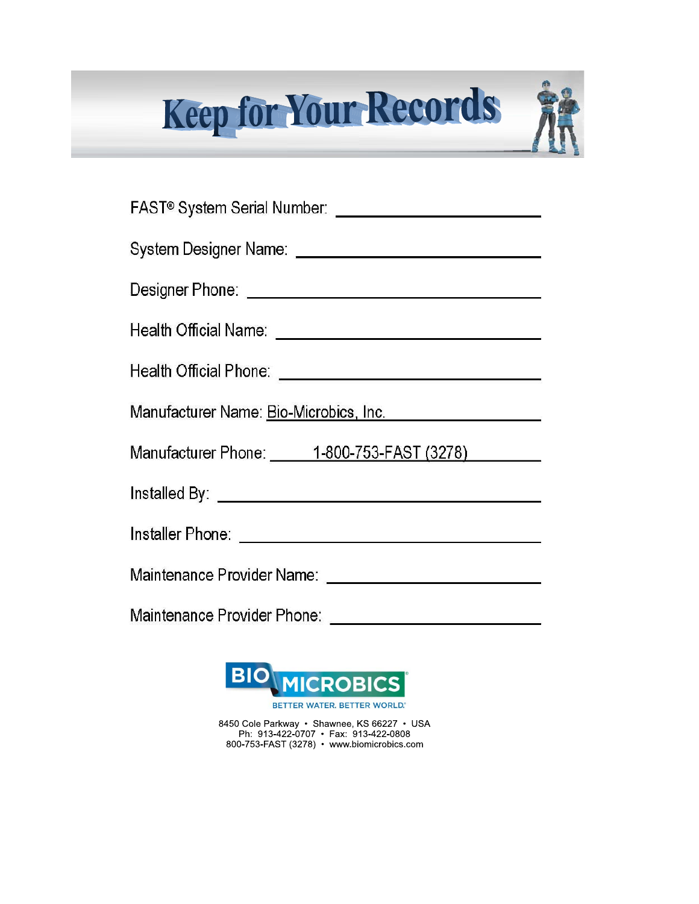# Keep for Your Records

FAST® System Serial Number: ____________________

System Designer Name: ____________________

Designer Phone: ____________________

Health Official Name: ____________________

Health Official Phone: ____________________

Manufacturer Name: Bio-Microbics, Inc.

Manufacturer Phone: 1-800-753-FAST (3278)

Installed By: ____________________

Installer Phone: ____________________

Maintenance Provider Name: ____________________

Maintenance Provider Phone: ____________________

BIO MICROBICS®

BETTER WATER. BETTER WORLD.®

8450 Cole Parkway • Shawnee, KS 66227 • USA
Ph: 913-422-0707 • Fax: 913-422-0808
800-753-FAST (3278) • www.biomicrobics.com